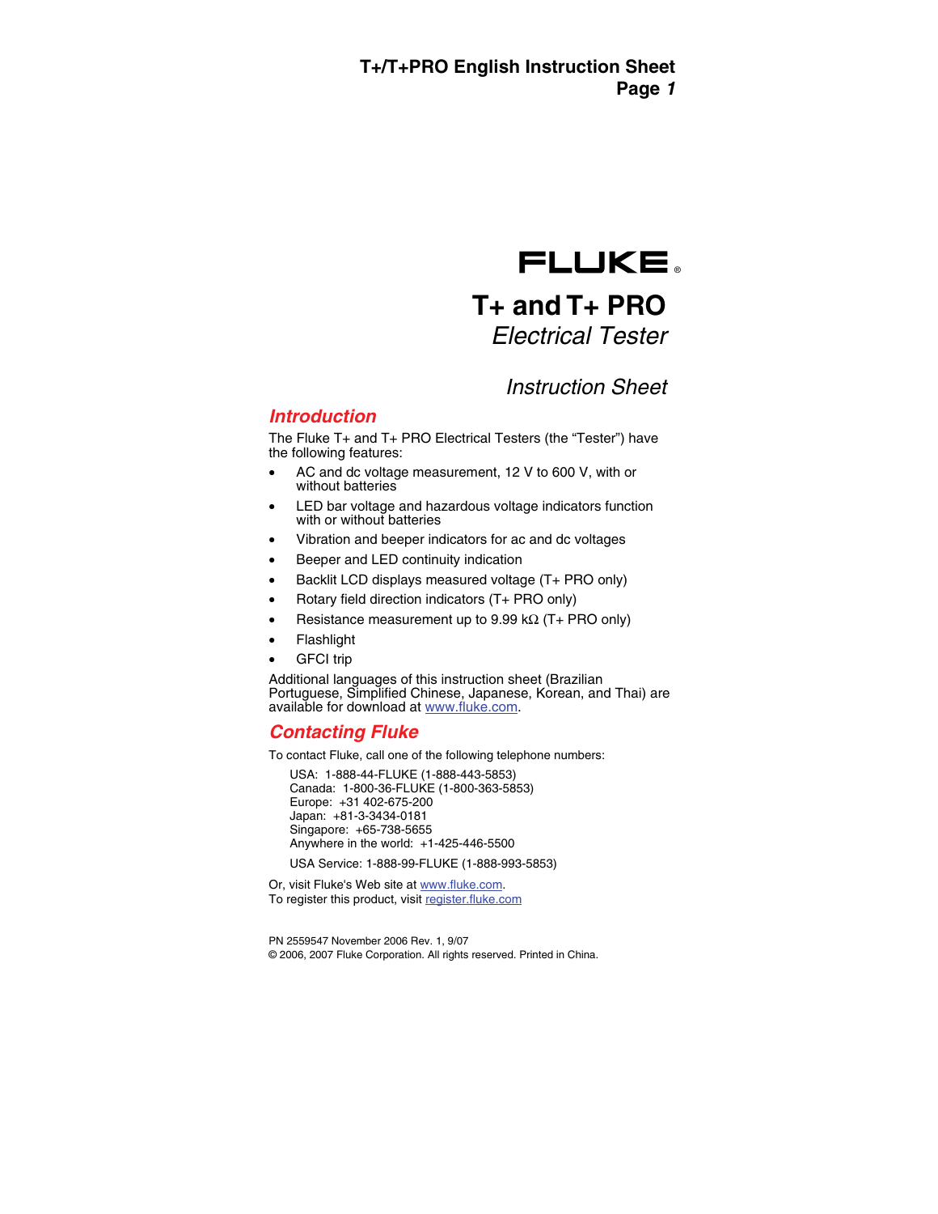FLUKE®

# T+ and T+ PRO

*Electrical Tester*

*Instruction Sheet*

## Introduction

The Fluke T+ and T+ PRO Electrical Testers (the "Tester") have the following features:

- AC and dc voltage measurement, 12 V to 600 V, with or without batteries
- LED bar voltage and hazardous voltage indicators function with or without batteries
- Vibration and beeper indicators for ac and dc voltages
- Beeper and LED continuity indication
- Backlit LCD displays measured voltage (T+ PRO only)
- Rotary field direction indicators (T+ PRO only)
- Resistance measurement up to 9.99 kΩ (T+ PRO only)
- Flashlight
- GFCI trip

Additional languages of this instruction sheet (Brazilian Portuguese, Simplified Chinese, Japanese, Korean, and Thai) are available for download at www.fluke.com.

## Contacting Fluke

To contact Fluke, call one of the following telephone numbers:

USA: 1-888-44-FLUKE (1-888-443-5853)
Canada: 1-800-36-FLUKE (1-800-363-5853)
Europe: +31 402-675-200
Japan: +81-3-3434-0181
Singapore: +65-738-5655
Anywhere in the world: +1-425-446-5500

USA Service: 1-888-99-FLUKE (1-888-993-5853)

Or, visit Fluke's Web site at www.fluke.com.
To register this product, visit register.fluke.com

PN 2559547 November 2006 Rev. 1, 9/07
© 2006, 2007 Fluke Corporation. All rights reserved. Printed in China.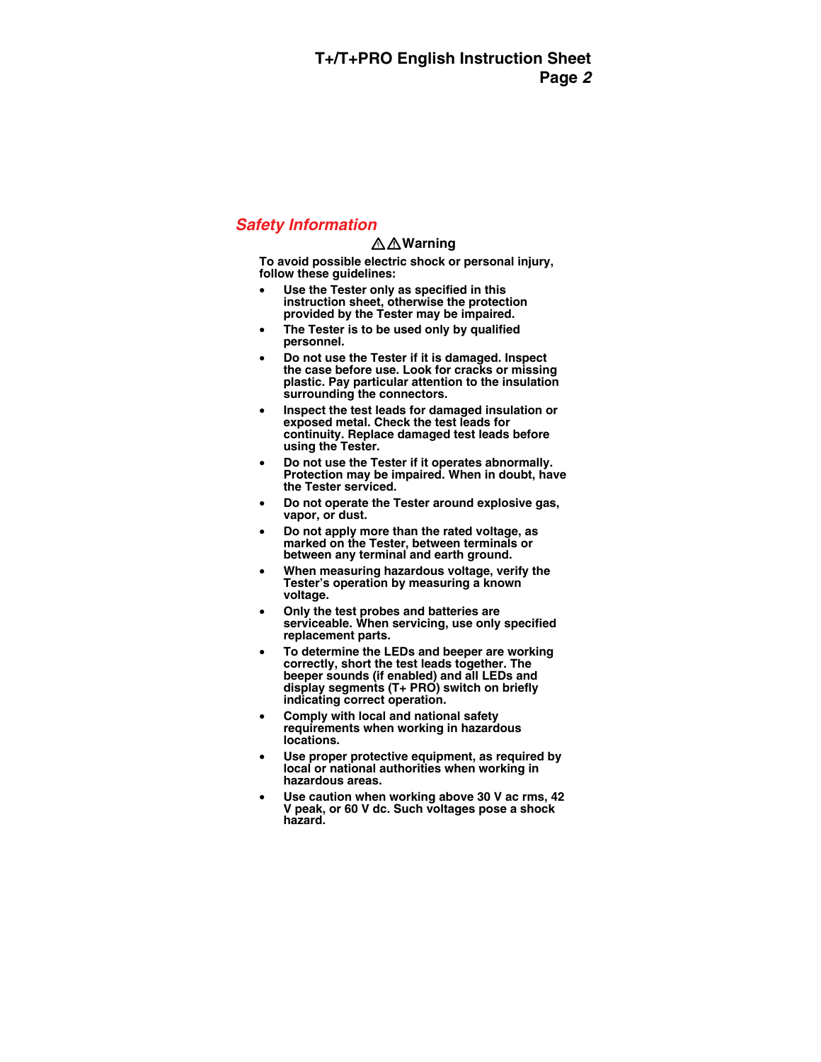## *Safety Information*

**⚠⚠Warning**

**To avoid possible electric shock or personal injury, follow these guidelines:**

- **Use the Tester only as specified in this instruction sheet, otherwise the protection provided by the Tester may be impaired.**
- **The Tester is to be used only by qualified personnel.**
- **Do not use the Tester if it is damaged. Inspect the case before use. Look for cracks or missing plastic. Pay particular attention to the insulation surrounding the connectors.**
- **Inspect the test leads for damaged insulation or exposed metal. Check the test leads for continuity. Replace damaged test leads before using the Tester.**
- **Do not use the Tester if it operates abnormally. Protection may be impaired. When in doubt, have the Tester serviced.**
- **Do not operate the Tester around explosive gas, vapor, or dust.**
- **Do not apply more than the rated voltage, as marked on the Tester, between terminals or between any terminal and earth ground.**
- **When measuring hazardous voltage, verify the Tester's operation by measuring a known voltage.**
- **Only the test probes and batteries are serviceable. When servicing, use only specified replacement parts.**
- **To determine the LEDs and beeper are working correctly, short the test leads together. The beeper sounds (if enabled) and all LEDs and display segments (T+ PRO) switch on briefly indicating correct operation.**
- **Comply with local and national safety requirements when working in hazardous locations.**
- **Use proper protective equipment, as required by local or national authorities when working in hazardous areas.**
- **Use caution when working above 30 V ac rms, 42 V peak, or 60 V dc. Such voltages pose a shock hazard.**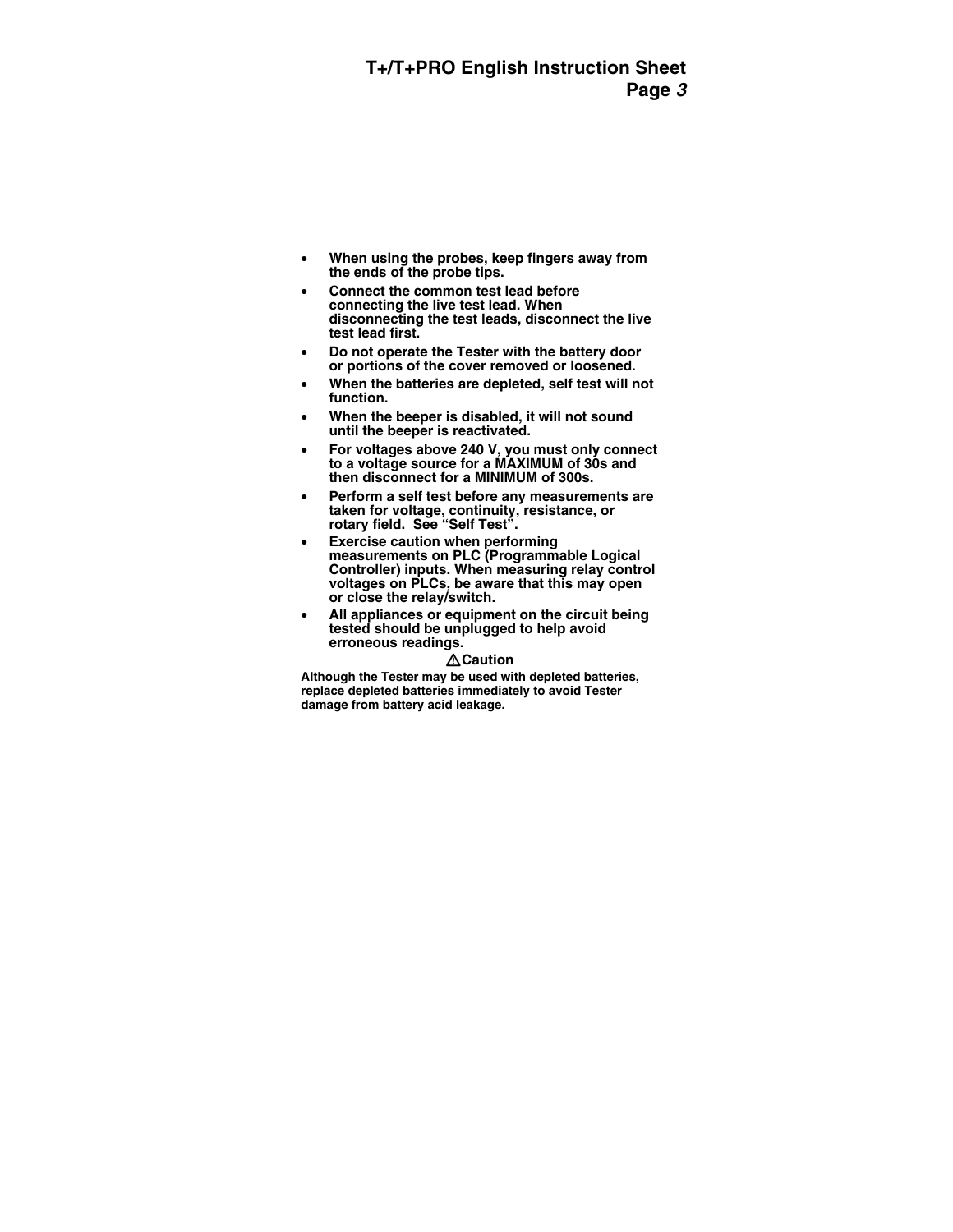- **When using the probes, keep fingers away from the ends of the probe tips.**
- **Connect the common test lead before connecting the live test lead. When disconnecting the test leads, disconnect the live test lead first.**
- **Do not operate the Tester with the battery door or portions of the cover removed or loosened.**
- **When the batteries are depleted, self test will not function.**
- **When the beeper is disabled, it will not sound until the beeper is reactivated.**
- **For voltages above 240 V, you must only connect to a voltage source for a MAXIMUM of 30s and then disconnect for a MINIMUM of 300s.**
- **Perform a self test before any measurements are taken for voltage, continuity, resistance, or rotary field. See "Self Test".**
- **Exercise caution when performing measurements on PLC (Programmable Logical Controller) inputs. When measuring relay control voltages on PLCs, be aware that this may open or close the relay/switch.**
- **All appliances or equipment on the circuit being tested should be unplugged to help avoid erroneous readings.**

**⚠Caution**

**Although the Tester may be used with depleted batteries, replace depleted batteries immediately to avoid Tester damage from battery acid leakage.**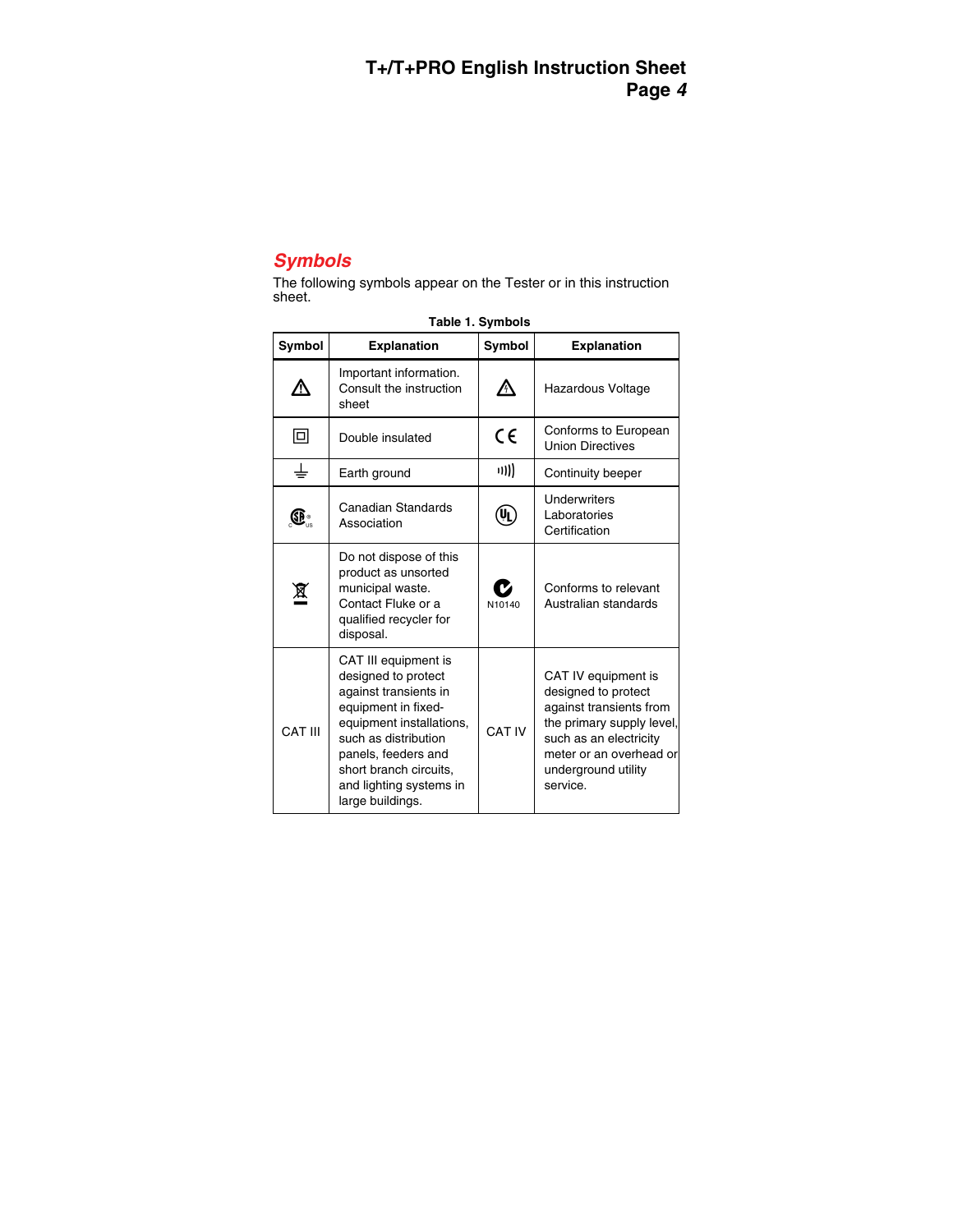## Symbols

The following symbols appear on the Tester or in this instruction sheet.

**Table 1. Symbols**

| Symbol | Explanation | Symbol | Explanation |
|---|---|---|---|
| ⚠ | Important information. Consult the instruction sheet | ⚠ | Hazardous Voltage |
| ⧈ | Double insulated | CE | Conforms to European Union Directives |
| ⏚ | Earth ground | ·))) | Continuity beeper |
| SP c us | Canadian Standards Association | UL | Underwriters Laboratories Certification |
| | Do not dispose of this product as unsorted municipal waste. Contact Fluke or a qualified recycler for disposal. | N10140 | Conforms to relevant Australian standards |
| CAT III | CAT III equipment is designed to protect against transients in equipment in fixed-equipment installations, such as distribution panels, feeders and short branch circuits, and lighting systems in large buildings. | CAT IV | CAT IV equipment is designed to protect against transients from the primary supply level, such as an electricity meter or an overhead or underground utility service. |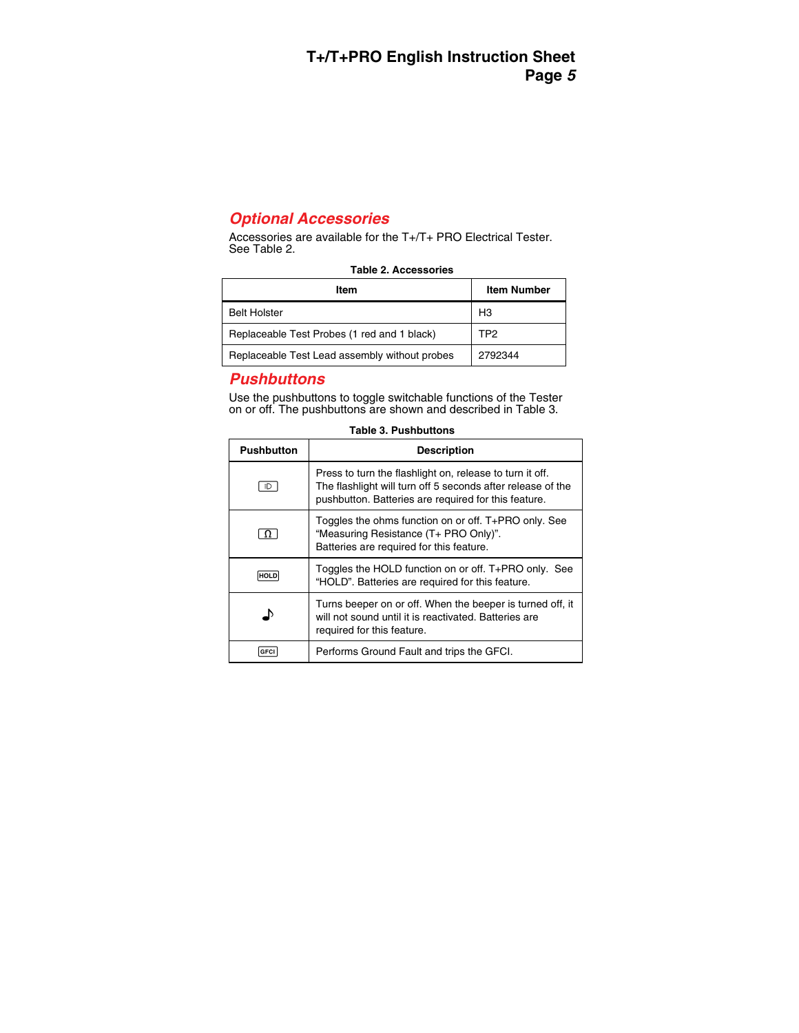## Optional Accessories

Accessories are available for the T+/T+ PRO Electrical Tester. See Table 2.

**Table 2. Accessories**

| Item | Item Number |
|---|---|
| Belt Holster | H3 |
| Replaceable Test Probes (1 red and 1 black) | TP2 |
| Replaceable Test Lead assembly without probes | 2792344 |

## Pushbuttons

Use the pushbuttons to toggle switchable functions of the Tester on or off. The pushbuttons are shown and described in Table 3.

**Table 3. Pushbuttons**

| Pushbutton | Description |
|---|---|
| (flashlight) | Press to turn the flashlight on, release to turn it off. The flashlight will turn off 5 seconds after release of the pushbutton. Batteries are required for this feature. |
| Ω | Toggles the ohms function on or off. T+PRO only. See “Measuring Resistance (T+ PRO Only)”. Batteries are required for this feature. |
| HOLD | Toggles the HOLD function on or off. T+PRO only. See “HOLD”. Batteries are required for this feature. |
| ♪ | Turns beeper on or off. When the beeper is turned off, it will not sound until it is reactivated. Batteries are required for this feature. |
| GFCI | Performs Ground Fault and trips the GFCI. |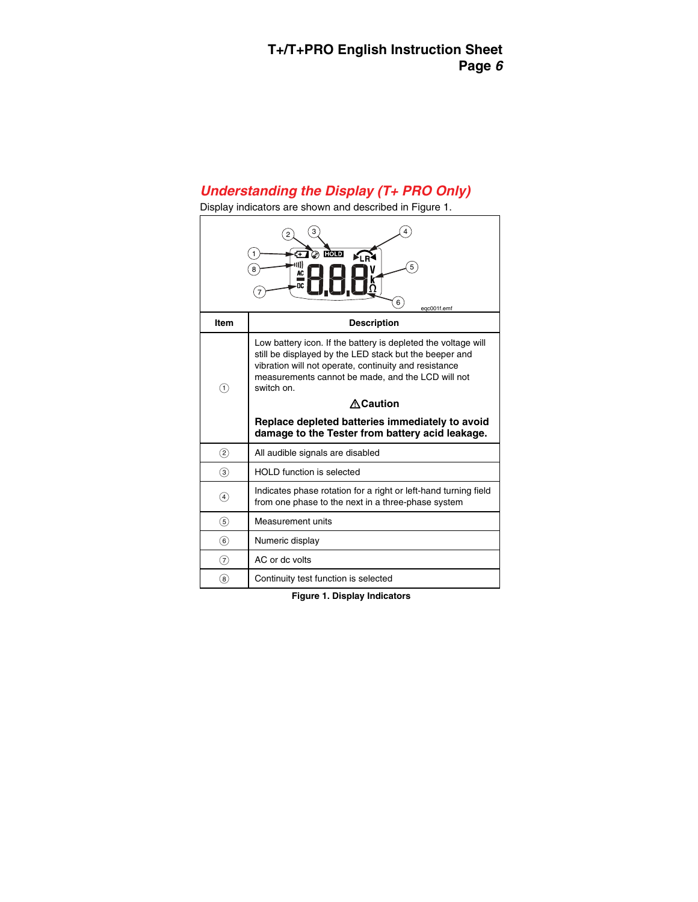## Understanding the Display (T+ PRO Only)

Display indicators are shown and described in Figure 1.

| Item | Description |
|---|---|
| ① | Low battery icon. If the battery is depleted the voltage will still be displayed by the LED stack but the beeper and vibration will not operate, continuity and resistance measurements cannot be made, and the LCD will not switch on.<br><br>**⚠Caution**<br><br>**Replace depleted batteries immediately to avoid damage to the Tester from battery acid leakage.** |
| ② | All audible signals are disabled |
| ③ | HOLD function is selected |
| ④ | Indicates phase rotation for a right or left-hand turning field from one phase to the next in a three-phase system |
| ⑤ | Measurement units |
| ⑥ | Numeric display |
| ⑦ | AC or dc volts |
| ⑧ | Continuity test function is selected |

**Figure 1. Display Indicators**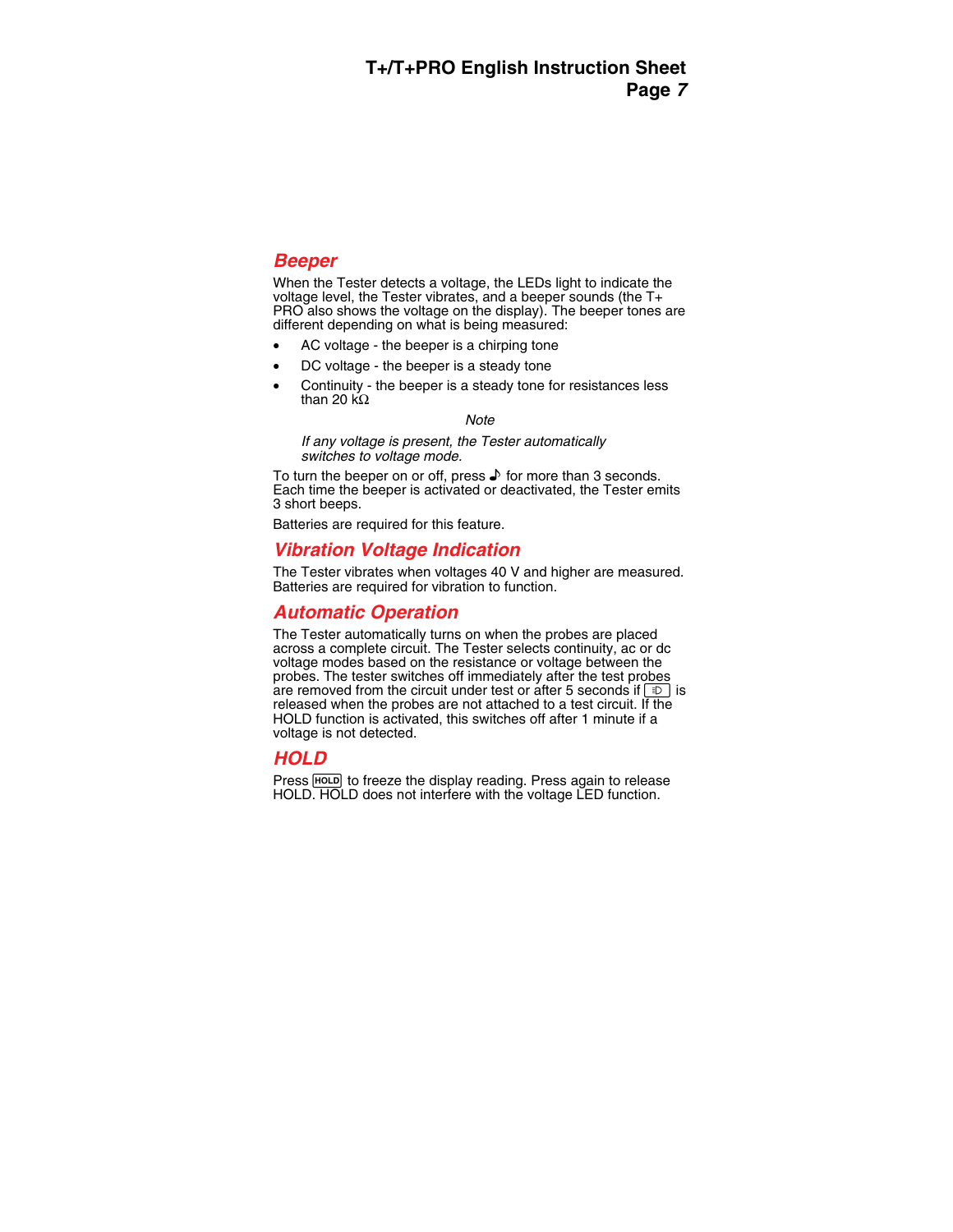## Beeper

When the Tester detects a voltage, the LEDs light to indicate the voltage level, the Tester vibrates, and a beeper sounds (the T+ PRO also shows the voltage on the display). The beeper tones are different depending on what is being measured:

- AC voltage - the beeper is a chirping tone
- DC voltage - the beeper is a steady tone
- Continuity - the beeper is a steady tone for resistances less than 20 kΩ

*Note*

*If any voltage is present, the Tester automatically switches to voltage mode.*

To turn the beeper on or off, press ♪ for more than 3 seconds. Each time the beeper is activated or deactivated, the Tester emits 3 short beeps.

Batteries are required for this feature.

## Vibration Voltage Indication

The Tester vibrates when voltages 40 V and higher are measured. Batteries are required for vibration to function.

## Automatic Operation

The Tester automatically turns on when the probes are placed across a complete circuit. The Tester selects continuity, ac or dc voltage modes based on the resistance or voltage between the probes. The tester switches off immediately after the test probes are removed from the circuit under test or after 5 seconds if [≡D] is released when the probes are not attached to a test circuit. If the HOLD function is activated, this switches off after 1 minute if a voltage is not detected.

## HOLD

Press [HOLD] to freeze the display reading. Press again to release HOLD. HOLD does not interfere with the voltage LED function.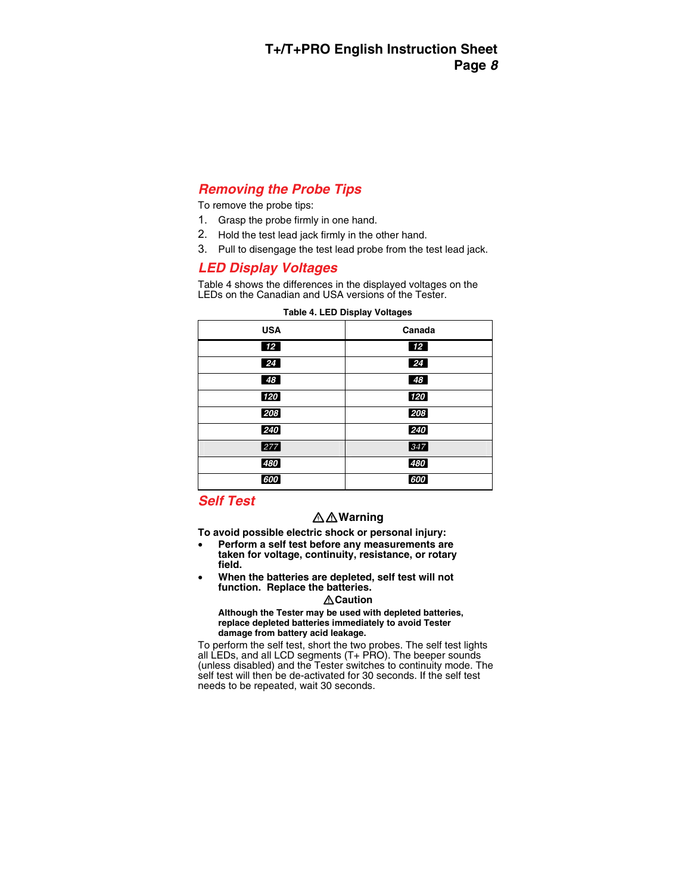## Removing the Probe Tips

To remove the probe tips:

1. Grasp the probe firmly in one hand.
2. Hold the test lead jack firmly in the other hand.
3. Pull to disengage the test lead probe from the test lead jack.

## LED Display Voltages

Table 4 shows the differences in the displayed voltages on the LEDs on the Canadian and USA versions of the Tester.

**Table 4. LED Display Voltages**

| USA | Canada |
|---|---|
| 12 | 12 |
| 24 | 24 |
| 48 | 48 |
| 120 | 120 |
| 208 | 208 |
| 240 | 240 |
| 277 | 347 |
| 480 | 480 |
| 600 | 600 |

## Self Test

**⚠⚠Warning**

**To avoid possible electric shock or personal injury:**

- **Perform a self test before any measurements are taken for voltage, continuity, resistance, or rotary field.**
- **When the batteries are depleted, self test will not function. Replace the batteries.**

**⚠Caution**

**Although the Tester may be used with depleted batteries, replace depleted batteries immediately to avoid Tester damage from battery acid leakage.**

To perform the self test, short the two probes. The self test lights all LEDs, and all LCD segments (T+ PRO). The beeper sounds (unless disabled) and the Tester switches to continuity mode. The self test will then be de-activated for 30 seconds. If the self test needs to be repeated, wait 30 seconds.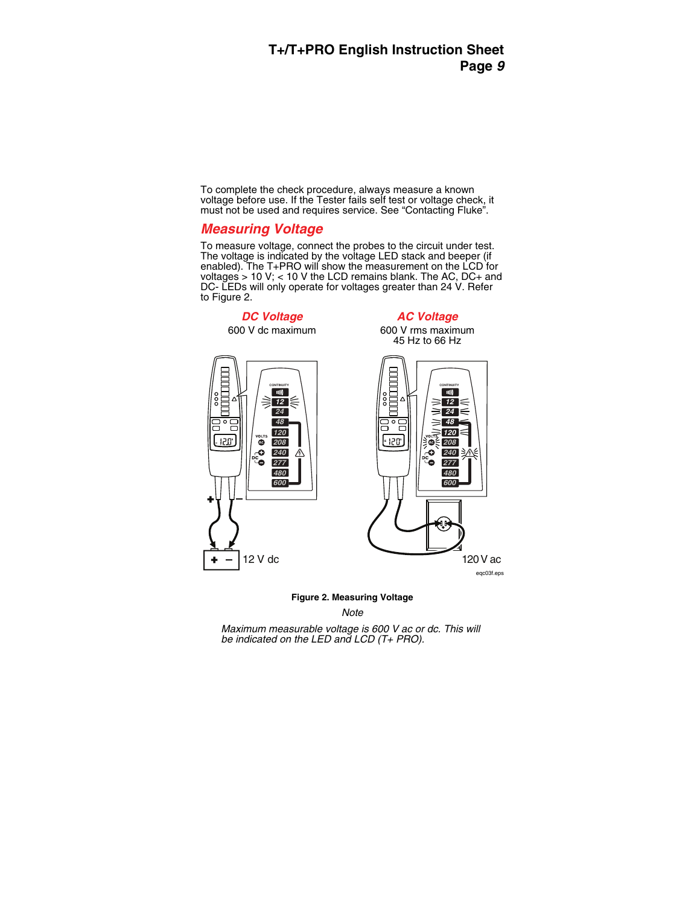To complete the check procedure, always measure a known voltage before use. If the Tester fails self test or voltage check, it must not be used and requires service. See "Contacting Fluke".

## Measuring Voltage

To measure voltage, connect the probes to the circuit under test. The voltage is indicated by the voltage LED stack and beeper (if enabled). The T+PRO will show the measurement on the LCD for voltages > 10 V; < 10 V the LCD remains blank. The AC, DC+ and DC- LEDs will only operate for voltages greater than 24 V. Refer to Figure 2.

**DC Voltage**

600 V dc maximum

**AC Voltage**

600 V rms maximum
45 Hz to 66 Hz

12 V dc

120 V ac

eqc03f.eps

**Figure 2. Measuring Voltage**

*Note*

*Maximum measurable voltage is 600 V ac or dc. This will be indicated on the LED and LCD (T+ PRO).*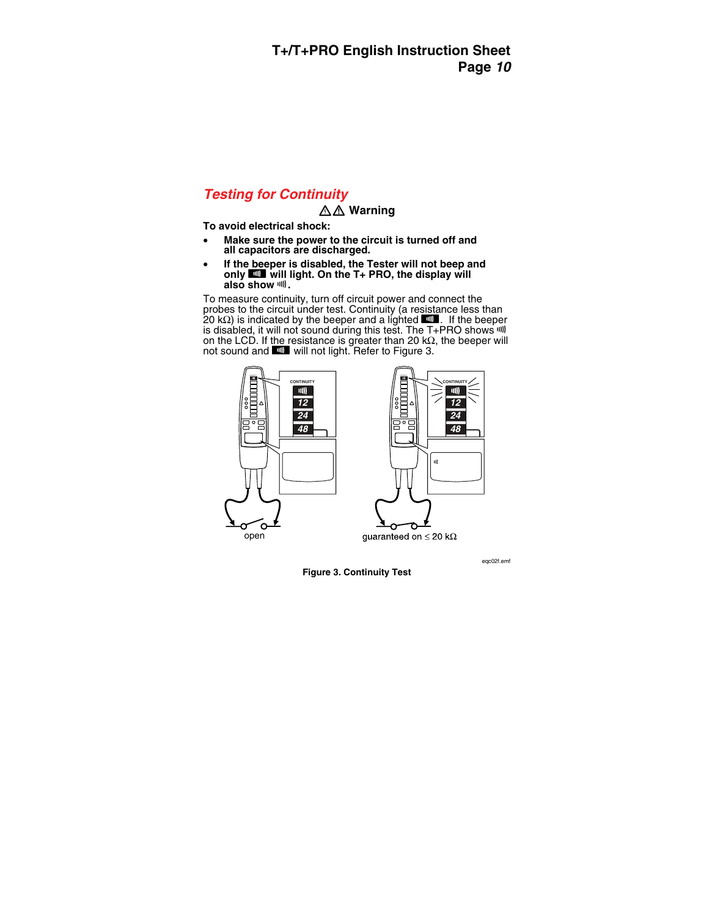## Testing for Continuity

**⚠⚠ Warning**

**To avoid electrical shock:**

- **Make sure the power to the circuit is turned off and all capacitors are discharged.**
- **If the beeper is disabled, the Tester will not beep and only ◼ will light. On the T+ PRO, the display will also show ı)).**

To measure continuity, turn off circuit power and connect the probes to the circuit under test. Continuity (a resistance less than 20 kΩ) is indicated by the beeper and a lighted ◼. If the beeper is disabled, it will not sound during this test. The T+PRO shows ı)) on the LCD. If the resistance is greater than 20 kΩ, the beeper will not sound and ◼ will not light. Refer to Figure 3.

open

guaranteed on ≤ 20 kΩ

eqc02f.emf

**Figure 3. Continuity Test**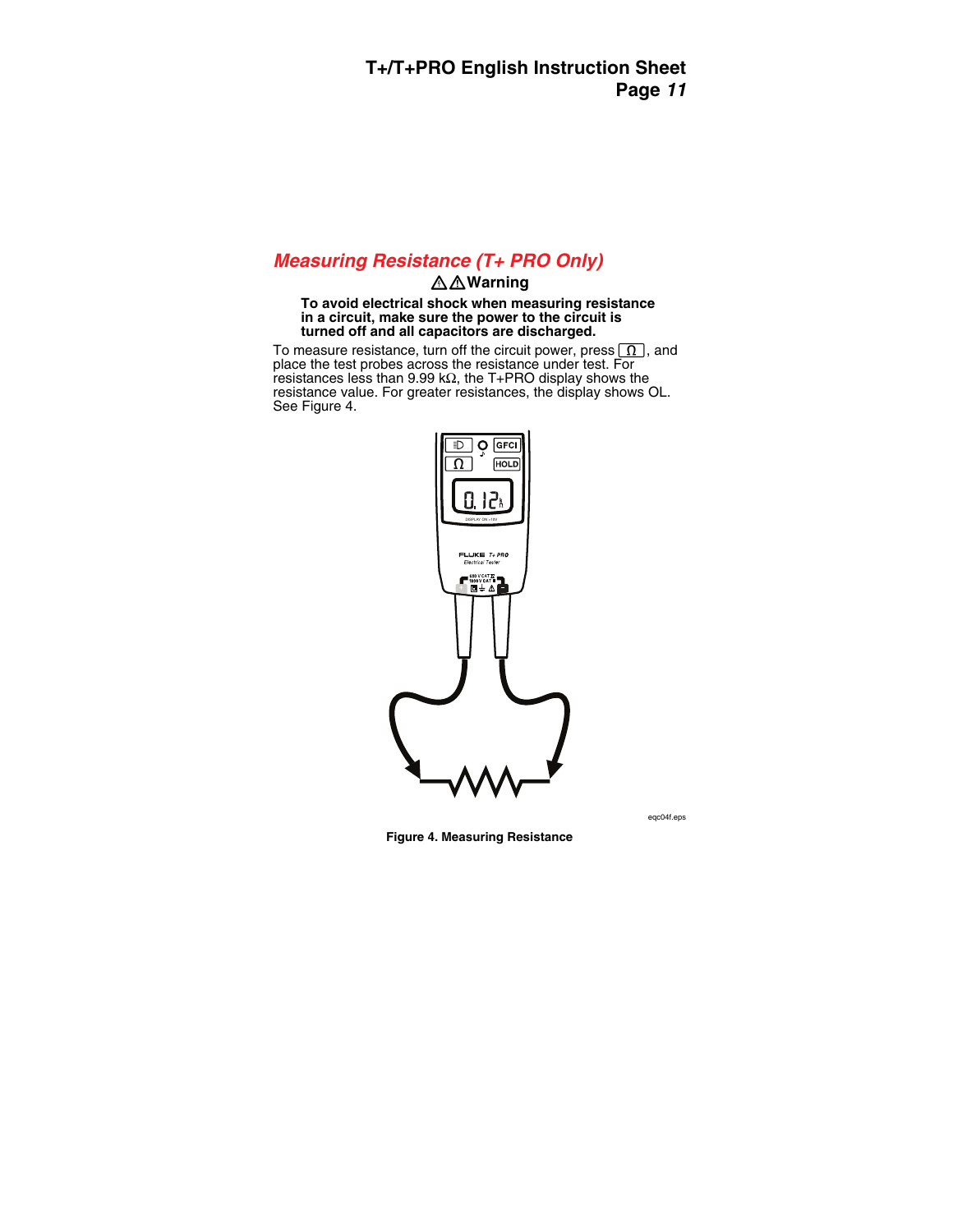## *Measuring Resistance (T+ PRO Only)*

**⚠⚠Warning**

**To avoid electrical shock when measuring resistance in a circuit, make sure the power to the circuit is turned off and all capacitors are discharged.**

To measure resistance, turn off the circuit power, press [Ω], and place the test probes across the resistance under test. For resistances less than 9.99 kΩ, the T+PRO display shows the resistance value. For greater resistances, the display shows OL. See Figure 4.

eqc04f.eps

**Figure 4. Measuring Resistance**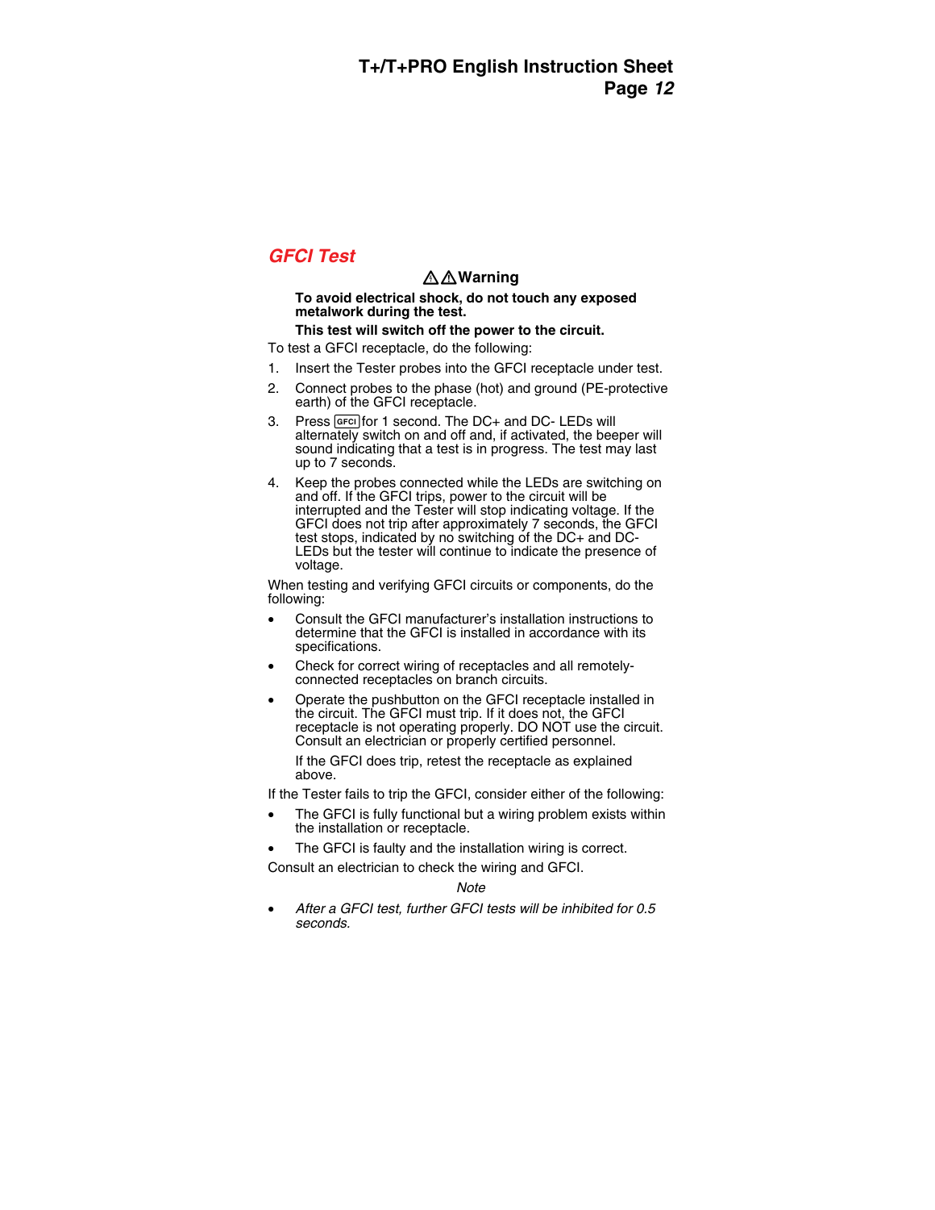## GFCI Test

**⚠⚠Warning**

**To avoid electrical shock, do not touch any exposed metalwork during the test.**

**This test will switch off the power to the circuit.**

To test a GFCI receptacle, do the following:

1. Insert the Tester probes into the GFCI receptacle under test.
2. Connect probes to the phase (hot) and ground (PE-protective earth) of the GFCI receptacle.
3. Press GFCI for 1 second. The DC+ and DC- LEDs will alternately switch on and off and, if activated, the beeper will sound indicating that a test is in progress. The test may last up to 7 seconds.
4. Keep the probes connected while the LEDs are switching on and off. If the GFCI trips, power to the circuit will be interrupted and the Tester will stop indicating voltage. If the GFCI does not trip after approximately 7 seconds, the GFCI test stops, indicated by no switching of the DC+ and DC- LEDs but the tester will continue to indicate the presence of voltage.

When testing and verifying GFCI circuits or components, do the following:

- Consult the GFCI manufacturer's installation instructions to determine that the GFCI is installed in accordance with its specifications.
- Check for correct wiring of receptacles and all remotely-connected receptacles on branch circuits.
- Operate the pushbutton on the GFCI receptacle installed in the circuit. The GFCI must trip. If it does not, the GFCI receptacle is not operating properly. DO NOT use the circuit. Consult an electrician or properly certified personnel.

  If the GFCI does trip, retest the receptacle as explained above.

If the Tester fails to trip the GFCI, consider either of the following:

- The GFCI is fully functional but a wiring problem exists within the installation or receptacle.
- The GFCI is faulty and the installation wiring is correct.

Consult an electrician to check the wiring and GFCI.

*Note*

- *After a GFCI test, further GFCI tests will be inhibited for 0.5 seconds.*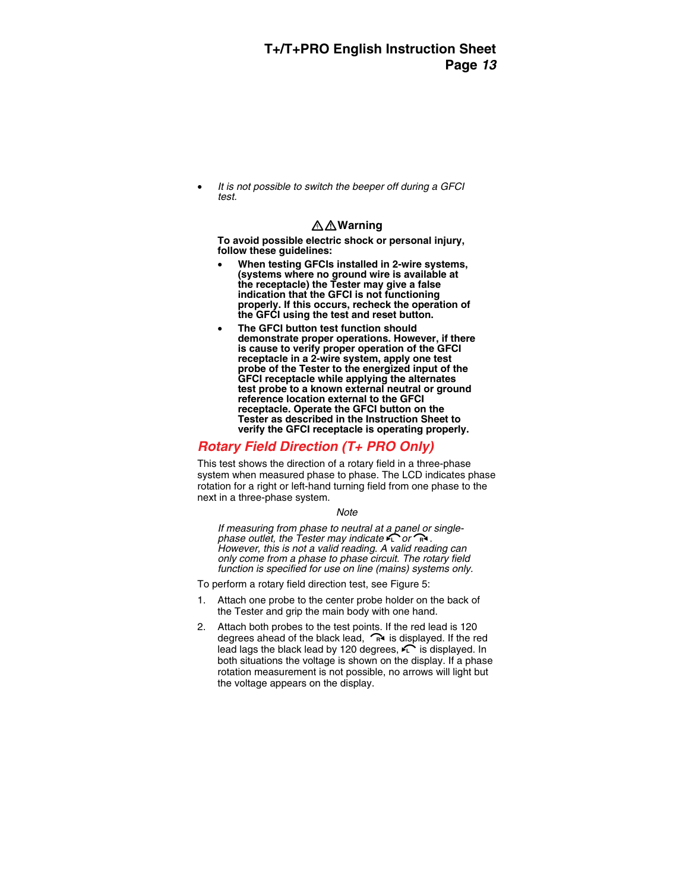- *It is not possible to switch the beeper off during a GFCI test.*

### ⚠⚠Warning

**To avoid possible electric shock or personal injury, follow these guidelines:**

- **When testing GFCIs installed in 2-wire systems, (systems where no ground wire is available at the receptacle) the Tester may give a false indication that the GFCI is not functioning properly. If this occurs, recheck the operation of the GFCI using the test and reset button.**
- **The GFCI button test function should demonstrate proper operations. However, if there is cause to verify proper operation of the GFCI receptacle in a 2-wire system, apply one test probe of the Tester to the energized input of the GFCI receptacle while applying the alternates test probe to a known external neutral or ground reference location external to the GFCI receptacle. Operate the GFCI button on the Tester as described in the Instruction Sheet to verify the GFCI receptacle is operating properly.**

## Rotary Field Direction (T+ PRO Only)

This test shows the direction of a rotary field in a three-phase system when measured phase to phase. The LCD indicates phase rotation for a right or left-hand turning field from one phase to the next in a three-phase system.

*Note*

*If measuring from phase to neutral at a panel or single-phase outlet, the Tester may indicate L or R. However, this is not a valid reading. A valid reading can only come from a phase to phase circuit. The rotary field function is specified for use on line (mains) systems only.*

To perform a rotary field direction test, see Figure 5:

1. Attach one probe to the center probe holder on the back of the Tester and grip the main body with one hand.
2. Attach both probes to the test points. If the red lead is 120 degrees ahead of the black lead, R is displayed. If the red lead lags the black lead by 120 degrees, L is displayed. In both situations the voltage is shown on the display. If a phase rotation measurement is not possible, no arrows will light but the voltage appears on the display.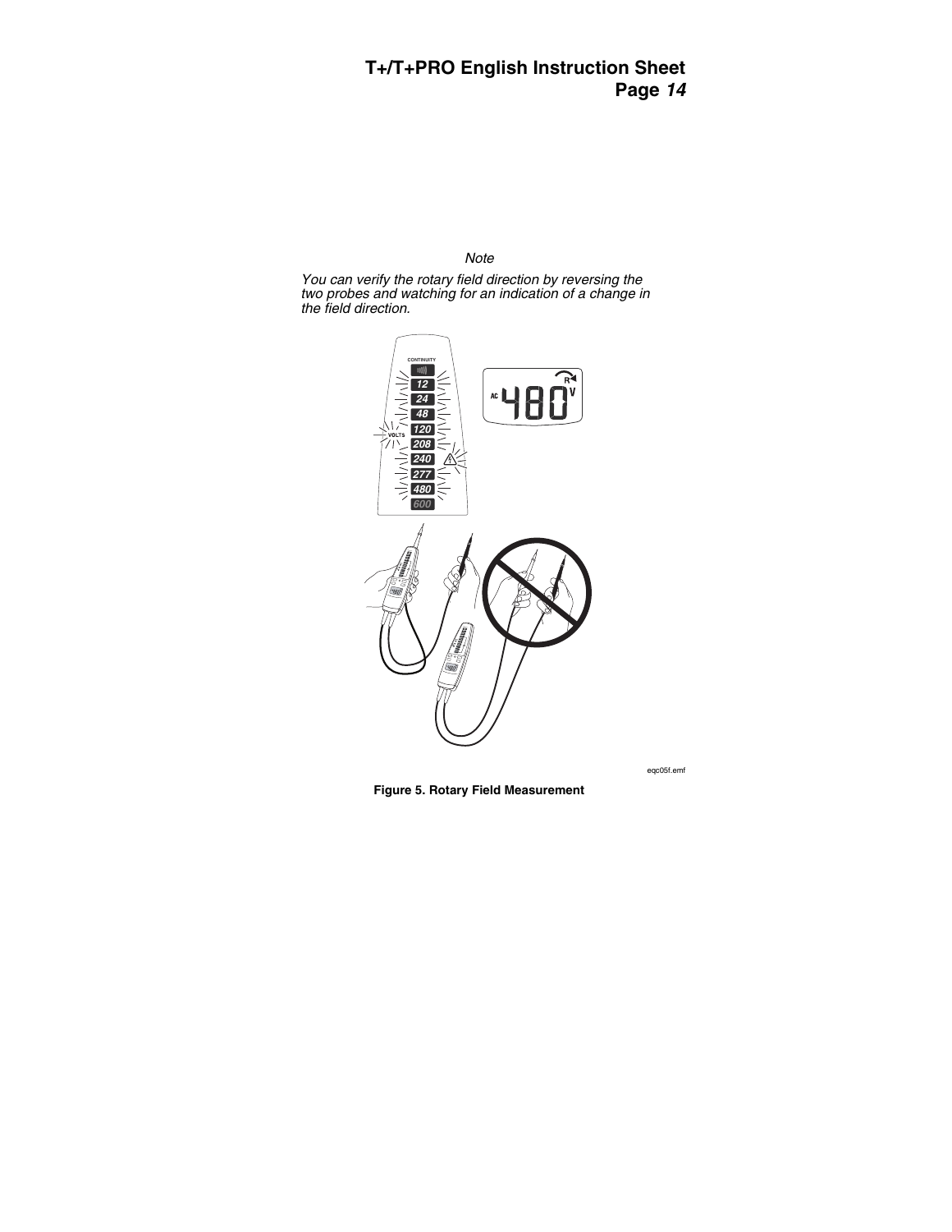*Note*

*You can verify the rotary field direction by reversing the two probes and watching for an indication of a change in the field direction.*

eqc05f.emf

**Figure 5. Rotary Field Measurement**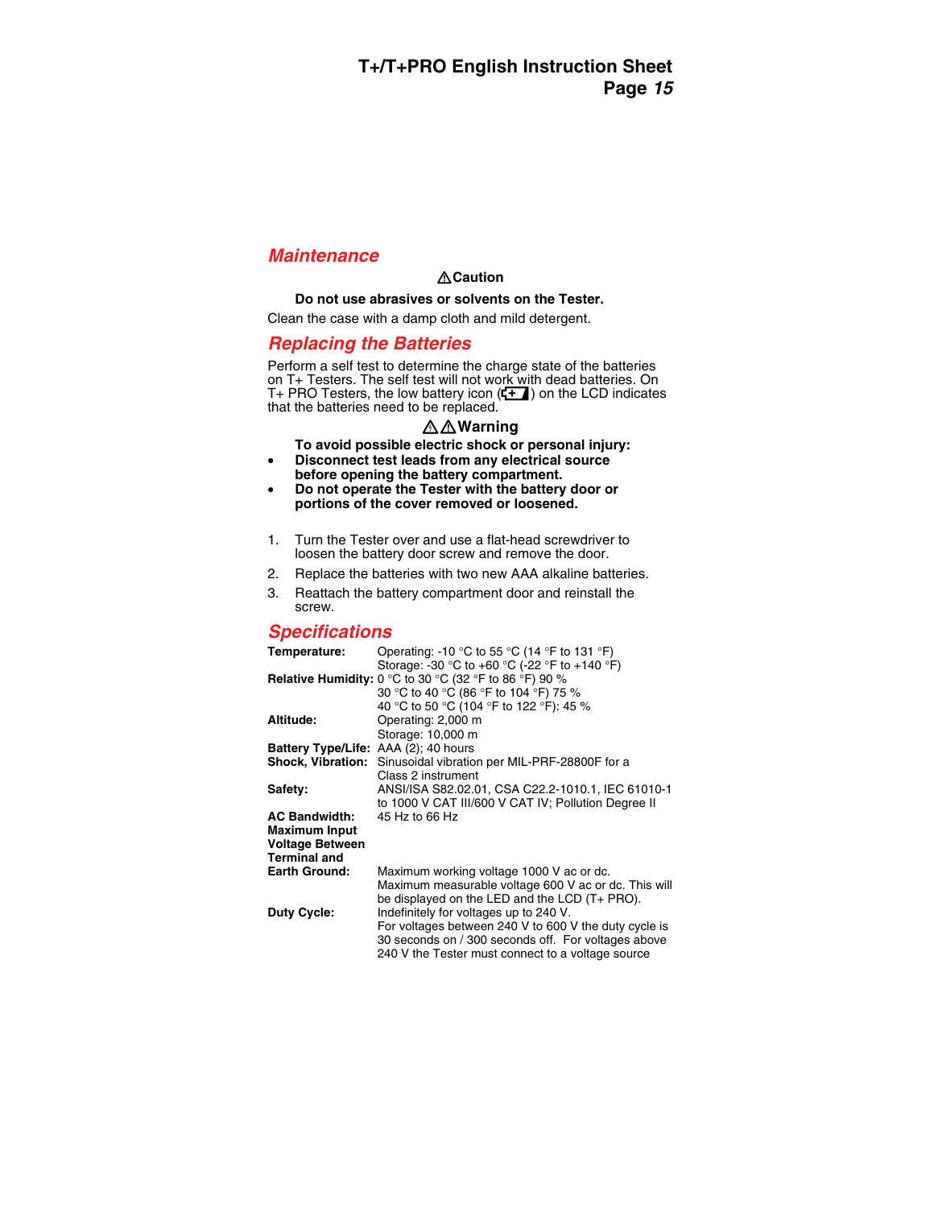## Maintenance

**⚠Caution**

**Do not use abrasives or solvents on the Tester.**

Clean the case with a damp cloth and mild detergent.

## Replacing the Batteries

Perform a self test to determine the charge state of the batteries on T+ Testers. The self test will not work with dead batteries. On T+ PRO Testers, the low battery icon (battery icon) on the LCD indicates that the batteries need to be replaced.

**⚠⚠Warning**

**To avoid possible electric shock or personal injury:**

- **Disconnect test leads from any electrical source before opening the battery compartment.**
- **Do not operate the Tester with the battery door or portions of the cover removed or loosened.**

1. Turn the Tester over and use a flat-head screwdriver to loosen the battery door screw and remove the door.
2. Replace the batteries with two new AAA alkaline batteries.
3. Reattach the battery compartment door and reinstall the screw.

## Specifications

| | |
|---|---|
| **Temperature:** | Operating: -10 °C to 55 °C (14 °F to 131 °F)<br>Storage: -30 °C to +60 °C (-22 °F to +140 °F) |
| **Relative Humidity:** | 0 °C to 30 °C (32 °F to 86 °F) 90 %<br>30 °C to 40 °C (86 °F to 104 °F) 75 %<br>40 °C to 50 °C (104 °F to 122 °F): 45 % |
| **Altitude:** | Operating: 2,000 m<br>Storage: 10,000 m |
| **Battery Type/Life:** | AAA (2); 40 hours |
| **Shock, Vibration:** | Sinusoidal vibration per MIL-PRF-28800F for a Class 2 instrument |
| **Safety:** | ANSI/ISA S82.02.01, CSA C22.2-1010.1, IEC 61010-1 to 1000 V CAT III/600 V CAT IV; Pollution Degree II |
| **AC Bandwidth:** | 45 Hz to 66 Hz |
| **Maximum Input Voltage Between Terminal and Earth Ground:** | Maximum working voltage 1000 V ac or dc.<br>Maximum measurable voltage 600 V ac or dc. This will be displayed on the LED and the LCD (T+ PRO). |
| **Duty Cycle:** | Indefinitely for voltages up to 240 V.<br>For voltages between 240 V to 600 V the duty cycle is 30 seconds on / 300 seconds off. For voltages above 240 V the Tester must connect to a voltage source |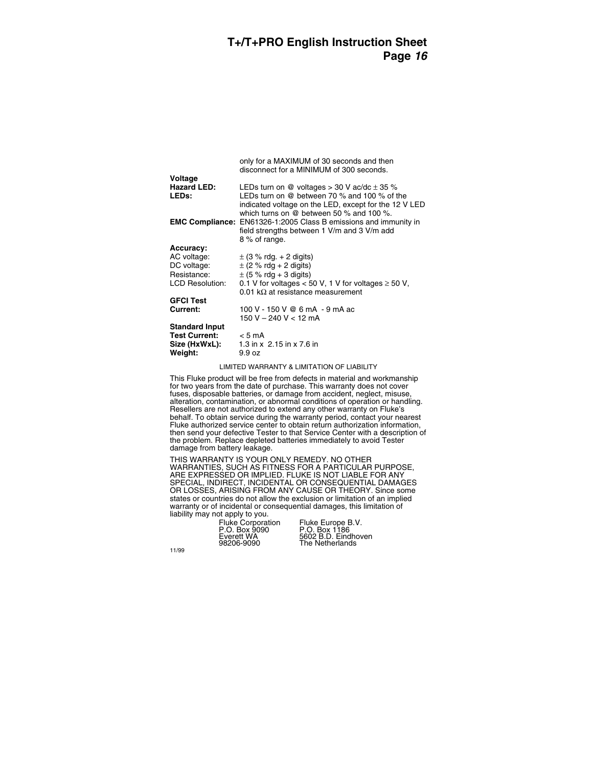only for a MAXIMUM of 30 seconds and then disconnect for a MINIMUM of 300 seconds.

| | |
|---|---|
| **Voltage Hazard LED:** | LEDs turn on @ voltages > 30 V ac/dc ± 35 % |
| **LEDs:** | LEDs turn on @ between 70 % and 100 % of the indicated voltage on the LED, except for the 12 V LED which turns on @ between 50 % and 100 %. |
| **EMC Compliance:** | EN61326-1:2005 Class B emissions and immunity in field strengths between 1 V/m and 3 V/m add 8 % of range. |
| **Accuracy:** | |
| AC voltage: | ± (3 % rdg. + 2 digits) |
| DC voltage: | ± (2 % rdg + 2 digits) |
| Resistance: | ± (5 % rdg + 3 digits) |
| LCD Resolution: | 0.1 V for voltages < 50 V, 1 V for voltages ≥ 50 V, 0.01 kΩ at resistance measurement |
| **GFCI Test Current:** | 100 V - 150 V @ 6 mA - 9 mA ac<br>150 V – 240 V < 12 mA |
| **Standard Input Test Current:** | < 5 mA |
| **Size (HxWxL):** | 1.3 in x 2.15 in x 7.6 in |
| **Weight:** | 9.9 oz |

LIMITED WARRANTY & LIMITATION OF LIABILITY

This Fluke product will be free from defects in material and workmanship for two years from the date of purchase. This warranty does not cover fuses, disposable batteries, or damage from accident, neglect, misuse, alteration, contamination, or abnormal conditions of operation or handling. Resellers are not authorized to extend any other warranty on Fluke's behalf. To obtain service during the warranty period, contact your nearest Fluke authorized service center to obtain return authorization information, then send your defective Tester to that Service Center with a description of the problem. Replace depleted batteries immediately to avoid Tester damage from battery leakage.

THIS WARRANTY IS YOUR ONLY REMEDY. NO OTHER WARRANTIES, SUCH AS FITNESS FOR A PARTICULAR PURPOSE, ARE EXPRESSED OR IMPLIED. FLUKE IS NOT LIABLE FOR ANY SPECIAL, INDIRECT, INCIDENTAL OR CONSEQUENTIAL DAMAGES OR LOSSES, ARISING FROM ANY CAUSE OR THEORY. Since some states or countries do not allow the exclusion or limitation of an implied warranty or of incidental or consequential damages, this limitation of liability may not apply to you.

| | |
|---|---|
| Fluke Corporation<br>P.O. Box 9090<br>Everett WA<br>98206-9090 | Fluke Europe B.V.<br>P.O. Box 1186<br>5602 B.D. Eindhoven<br>The Netherlands |

11/99